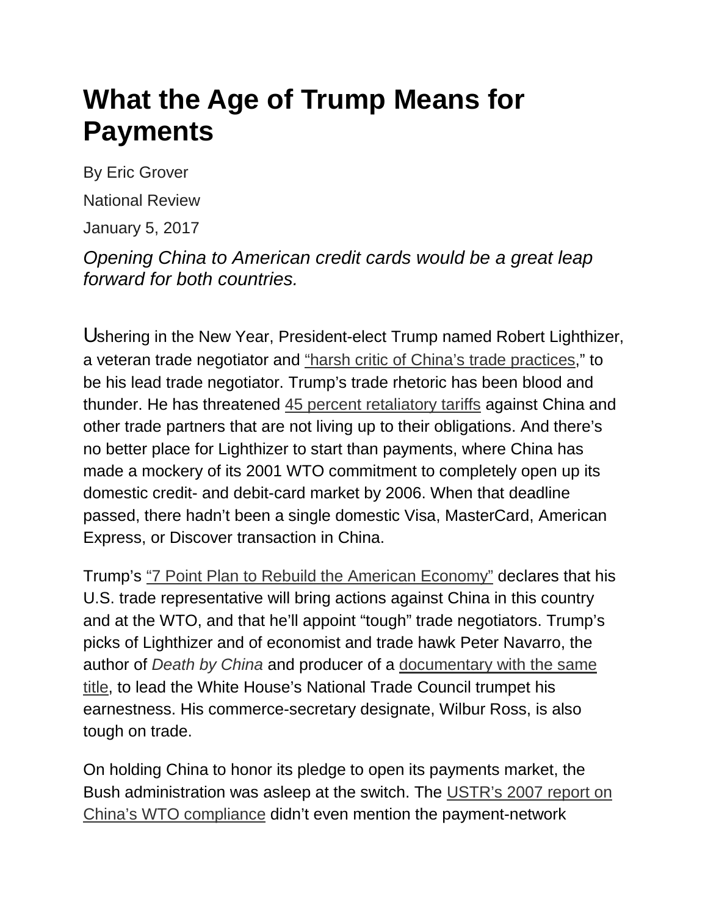# What the Age of Trump Means for Payments

By Eric Grover

National Review

January 5, 2017

*Opening China to American credit cards would be a great leap forward for both countries.*

Ushering in the New Year, President-elect Trump named Robert Lighthizer, a veteran trade negotiator and "harsh critic of China's trade practices," to be his lead trade negotiator. Trump's trade rhetoric has been blood and thunder. He has threatened 45 percent retaliatory tariffs against China and other trade partners that are not living up to their obligations. And there's no better place for Lighthizer to start than payments, where China has made a mockery of its 2001 WTO commitment to completely open up its domestic credit- and debit-card market by 2006. When that deadline passed, there hadn't been a single domestic Visa, MasterCard, American Express, or Discover transaction in China.

Trump's "7 Point Plan to Rebuild the American Economy" declares that his U.S. trade representative will bring actions against China in this country and at the WTO, and that he'll appoint "tough" trade negotiators. Trump's picks of Lighthizer and of economist and trade hawk Peter Navarro, the author of *Death by China* and producer of a documentary with the same title, to lead the White House's National Trade Council trumpet his earnestness. His commerce-secretary designate, Wilbur Ross, is also tough on trade.

On holding China to honor its pledge to open its payments market, the Bush administration was asleep at the switch. The USTR's 2007 report on China's WTO compliance didn't even mention the payment-network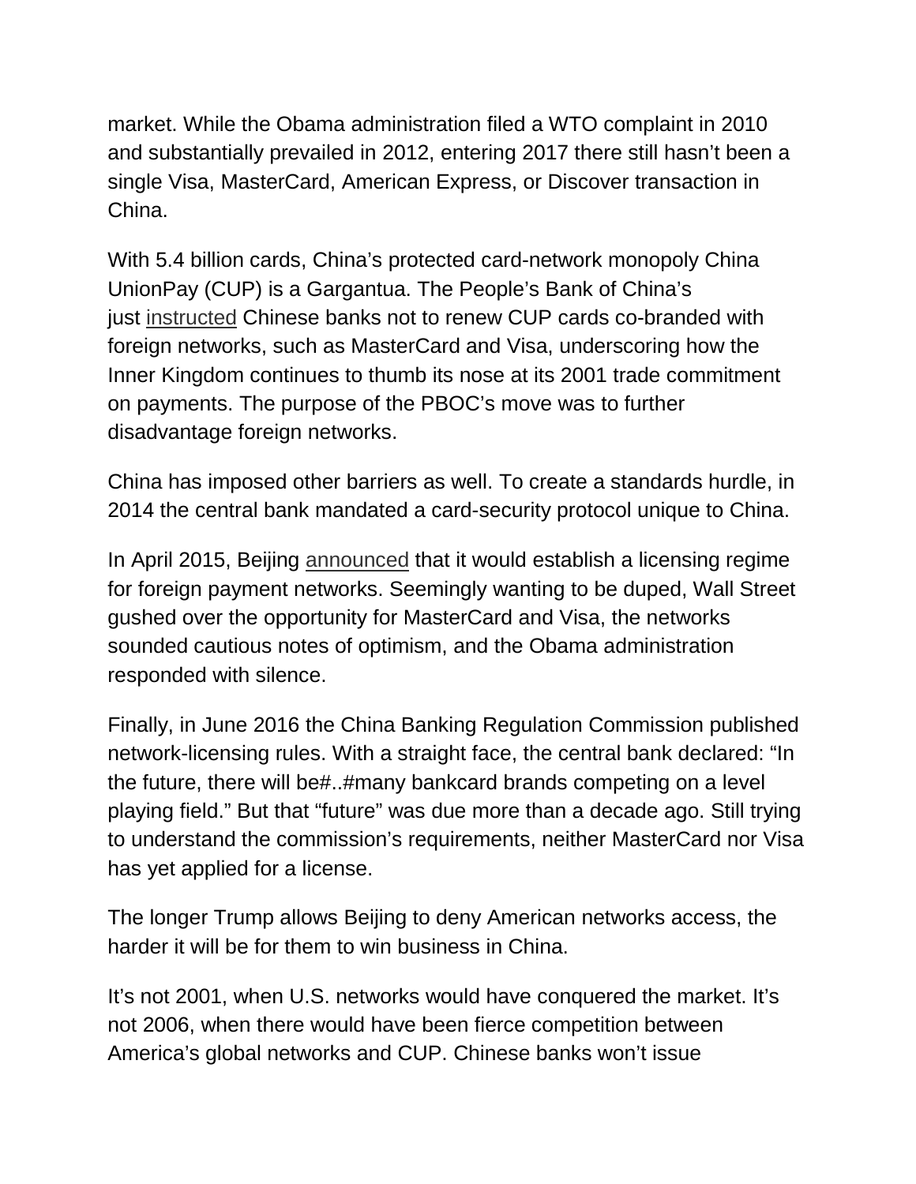market. While the Obama administration filed a WTO complaint in 2010 and substantially prevailed in 2012, entering 2017 there still hasn't been a single Visa, MasterCard, American Express, or Discover transaction in China.

With 5.4 billion cards, China's protected card-network monopoly China UnionPay (CUP) is a Gargantua. The People's Bank of China's just instructed Chinese banks not to renew CUP cards co-branded with foreign networks, such as MasterCard and Visa, underscoring how the Inner Kingdom continues to thumb its nose at its 2001 trade commitment on payments. The purpose of the PBOC's move was to further disadvantage foreign networks.

China has imposed other barriers as well. To create a standards hurdle, in 2014 the central bank mandated a card-security protocol unique to China.

In April 2015, Beijing announced that it would establish a licensing regime for foreign payment networks. Seemingly wanting to be duped, Wall Street gushed over the opportunity for MasterCard and Visa, the networks sounded cautious notes of optimism, and the Obama administration responded with silence.

Finally, in June 2016 the China Banking Regulation Commission published network-licensing rules. With a straight face, the central bank declared: "In the future, there will be#..#many bankcard brands competing on a level playing field." But that "future" was due more than a decade ago. Still trying to understand the commission's requirements, neither MasterCard nor Visa has yet applied for a license.

The longer Trump allows Beijing to deny American networks access, the harder it will be for them to win business in China.

It's not 2001, when U.S. networks would have conquered the market. It's not 2006, when there would have been fierce competition between America's global networks and CUP. Chinese banks won't issue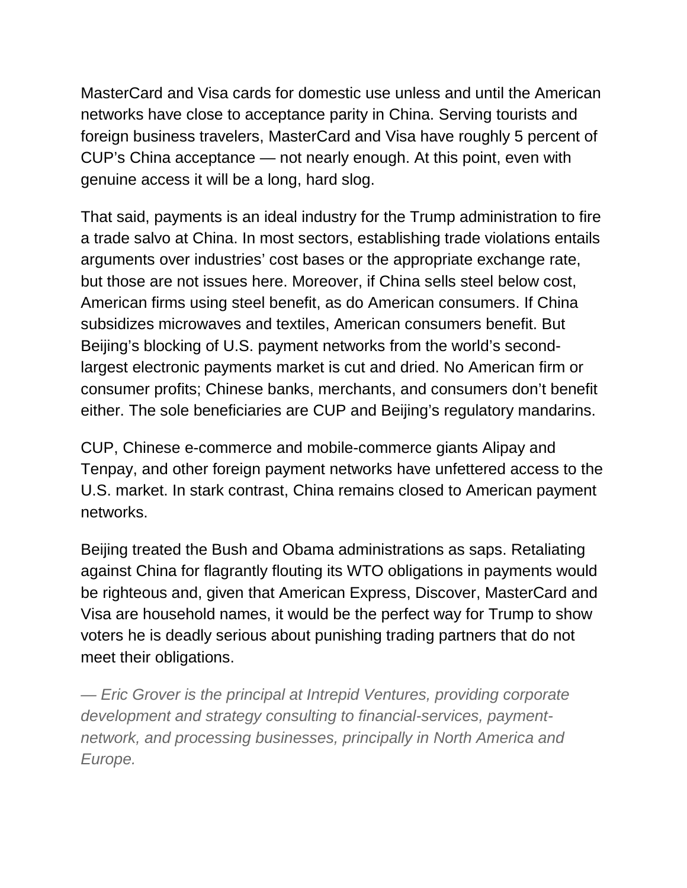MasterCard and Visa cards for domestic use unless and until the American networks have close to acceptance parity in China. Serving tourists and foreign business travelers, MasterCard and Visa have roughly 5 percent of CUP's China acceptance — not nearly enough. At this point, even with genuine access it will be a long, hard slog.

That said, payments is an ideal industry for the Trump administration to fire a trade salvo at China. In most sectors, establishing trade violations entails arguments over industries' cost bases or the appropriate exchange rate, but those are not issues here. Moreover, if China sells steel below cost, American firms using steel benefit, as do American consumers. If China subsidizes microwaves and textiles, American consumers benefit. But Beijing's blocking of U.S. payment networks from the world's second-largest electronic payments market is cut and dried. No American firm or consumer profits; Chinese banks, merchants, and consumers don't benefit either. The sole beneficiaries are CUP and Beijing's regulatory mandarins.

CUP, Chinese e-commerce and mobile-commerce giants Alipay and Tenpay, and other foreign payment networks have unfettered access to the U.S. market. In stark contrast, China remains closed to American payment networks.

Beijing treated the Bush and Obama administrations as saps. Retaliating against China for flagrantly flouting its WTO obligations in payments would be righteous and, given that American Express, Discover, MasterCard and Visa are household names, it would be the perfect way for Trump to show voters he is deadly serious about punishing trading partners that do not meet their obligations.

*— Eric Grover is the principal at Intrepid Ventures, providing corporate development and strategy consulting to financial-services, payment-network, and processing businesses, principally in North America and Europe.*